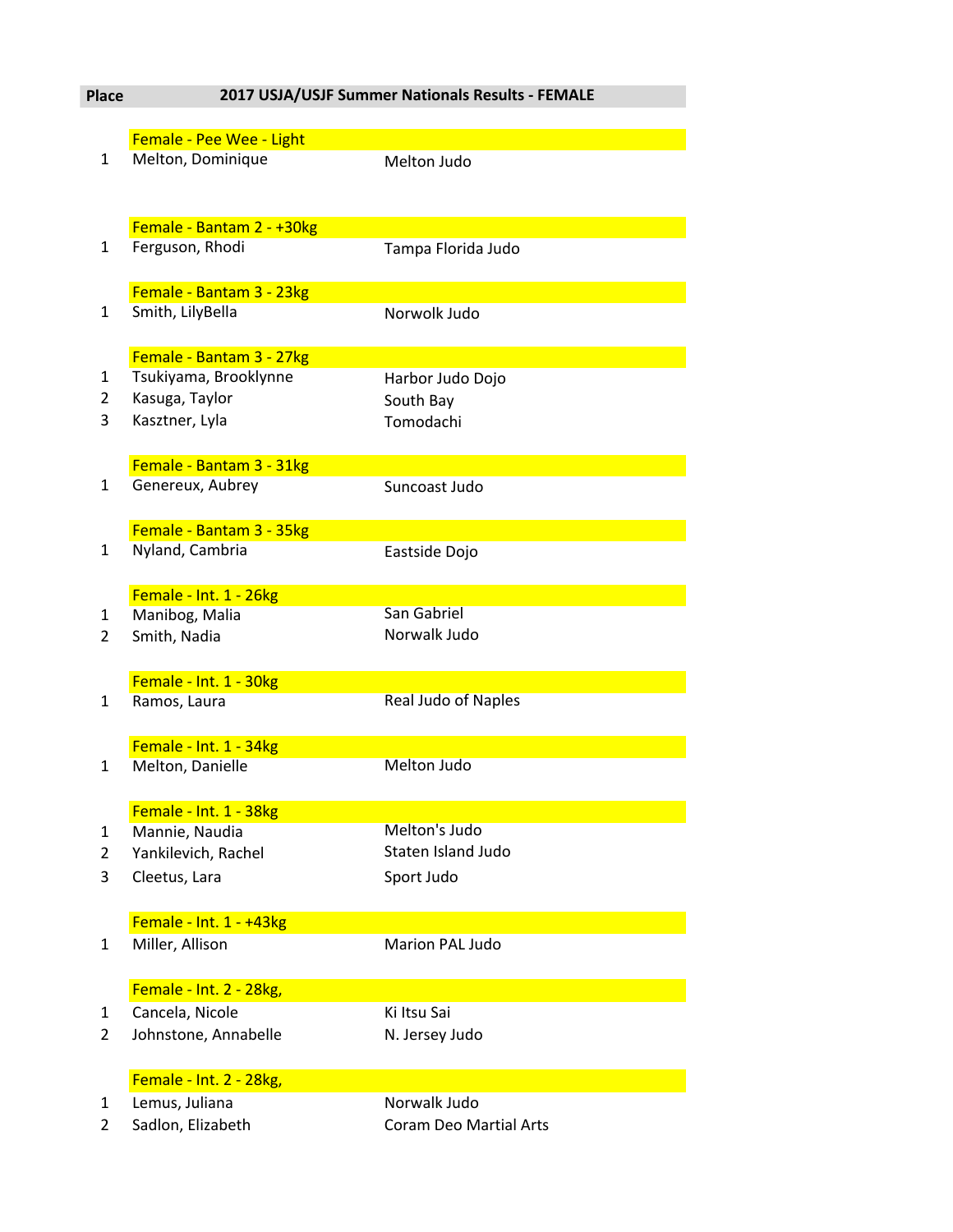| Place | 2017 USJA/USJF Summer Nationals Results - FEMALE | |
|---|---|---|
| | **Female - Pee Wee - Light** | |
| 1 | Melton, Dominique | Melton Judo |
| | **Female - Bantam 2 - +30kg** | |
| 1 | Ferguson, Rhodi | Tampa Florida Judo |
| | **Female - Bantam 3 - 23kg** | |
| 1 | Smith, LilyBella | Norwolk Judo |
| | **Female - Bantam 3 - 27kg** | |
| 1 | Tsukiyama, Brooklynne | Harbor Judo Dojo |
| 2 | Kasuga, Taylor | South Bay |
| 3 | Kasztner, Lyla | Tomodachi |
| | **Female - Bantam 3 - 31kg** | |
| 1 | Genereux, Aubrey | Suncoast Judo |
| | **Female - Bantam 3 - 35kg** | |
| 1 | Nyland, Cambria | Eastside Dojo |
| | **Female - Int. 1 - 26kg** | |
| 1 | Manibog, Malia | San Gabriel |
| 2 | Smith, Nadia | Norwalk Judo |
| | **Female - Int. 1 - 30kg** | |
| 1 | Ramos, Laura | Real Judo of Naples |
| | **Female - Int. 1 - 34kg** | |
| 1 | Melton, Danielle | Melton Judo |
| | **Female - Int. 1 - 38kg** | |
| 1 | Mannie, Naudia | Melton's Judo |
| 2 | Yankilevich, Rachel | Staten Island Judo |
| 3 | Cleetus, Lara | Sport Judo |
| | **Female - Int. 1 - +43kg** | |
| 1 | Miller, Allison | Marion PAL Judo |
| | **Female - Int. 2 - 28kg,** | |
| 1 | Cancela, Nicole | Ki Itsu Sai |
| 2 | Johnstone, Annabelle | N. Jersey Judo |
| | **Female - Int. 2 - 28kg,** | |
| 1 | Lemus, Juliana | Norwalk Judo |
| 2 | Sadlon, Elizabeth | Coram Deo Martial Arts |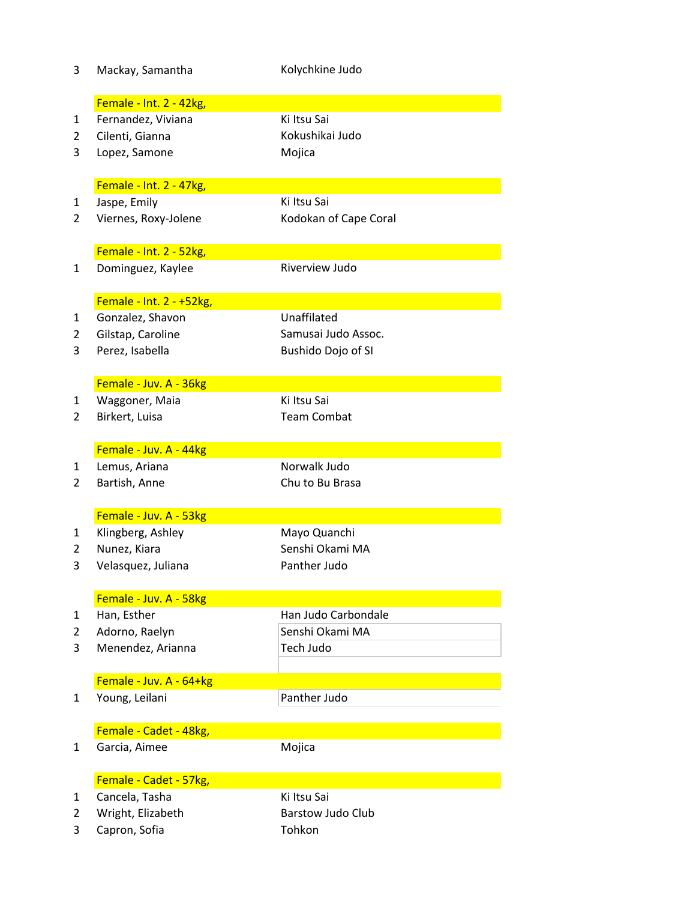| | | |
|---|---|---|
| 3 | Mackay, Samantha | Kolychkine Judo |

| | **Female - Int. 2 - 42kg,** | |
|---|---|---|
| 1 | Fernandez, Viviana | Ki Itsu Sai |
| 2 | Cilenti, Gianna | Kokushikai Judo |
| 3 | Lopez, Samone | Mojica |

| | **Female - Int. 2 - 47kg,** | |
|---|---|---|
| 1 | Jaspe, Emily | Ki Itsu Sai |
| 2 | Viernes, Roxy-Jolene | Kodokan of Cape Coral |

| | **Female - Int. 2 - 52kg,** | |
|---|---|---|
| 1 | Dominguez, Kaylee | Riverview Judo |

| | **Female - Int. 2 - +52kg,** | |
|---|---|---|
| 1 | Gonzalez, Shavon | Unaffilated |
| 2 | Gilstap, Caroline | Samusai Judo Assoc. |
| 3 | Perez, Isabella | Bushido Dojo of SI |

| | **Female - Juv. A - 36kg** | |
|---|---|---|
| 1 | Waggoner, Maia | Ki Itsu Sai |
| 2 | Birkert, Luisa | Team Combat |

| | **Female - Juv. A - 44kg** | |
|---|---|---|
| 1 | Lemus, Ariana | Norwalk Judo |
| 2 | Bartish, Anne | Chu to Bu Brasa |

| | **Female - Juv. A - 53kg** | |
|---|---|---|
| 1 | Klingberg, Ashley | Mayo Quanchi |
| 2 | Nunez, Kiara | Senshi Okami MA |
| 3 | Velasquez, Juliana | Panther Judo |

| | **Female - Juv. A - 58kg** | |
|---|---|---|
| 1 | Han, Esther | Han Judo Carbondale |
| 2 | Adorno, Raelyn | Senshi Okami MA |
| 3 | Menendez, Arianna | Tech Judo |

| | **Female - Juv. A - 64+kg** | |
|---|---|---|
| 1 | Young, Leilani | Panther Judo |

| | **Female - Cadet - 48kg,** | |
|---|---|---|
| 1 | Garcia, Aimee | Mojica |

| | **Female - Cadet - 57kg,** | |
|---|---|---|
| 1 | Cancela, Tasha | Ki Itsu Sai |
| 2 | Wright, Elizabeth | Barstow Judo Club |
| 3 | Capron, Sofia | Tohkon |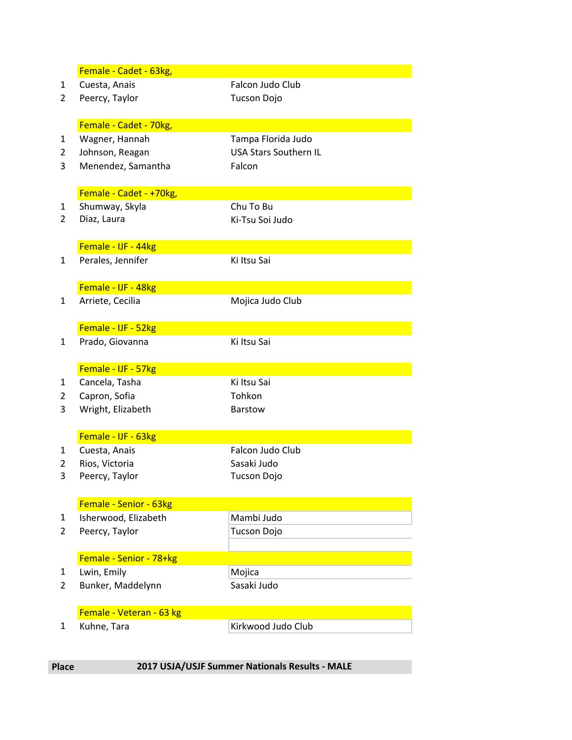| | Female - Cadet - 63kg, | |
|---|---|---|
| 1 | Cuesta, Anais | Falcon Judo Club |
| 2 | Peercy, Taylor | Tucson Dojo |
| | | |
| | Female - Cadet - 70kg, | |
| 1 | Wagner, Hannah | Tampa Florida Judo |
| 2 | Johnson, Reagan | USA Stars Southern IL |
| 3 | Menendez, Samantha | Falcon |
| | | |
| | Female - Cadet - +70kg, | |
| 1 | Shumway, Skyla | Chu To Bu |
| 2 | Diaz, Laura | Ki-Tsu Soi Judo |
| | | |
| | Female - IJF - 44kg | |
| 1 | Perales, Jennifer | Ki Itsu Sai |
| | | |
| | Female - IJF - 48kg | |
| 1 | Arriete, Cecilia | Mojica Judo Club |
| | | |
| | Female - IJF - 52kg | |
| 1 | Prado, Giovanna | Ki Itsu Sai |
| | | |
| | Female - IJF - 57kg | |
| 1 | Cancela, Tasha | Ki Itsu Sai |
| 2 | Capron, Sofia | Tohkon |
| 3 | Wright, Elizabeth | Barstow |
| | | |
| | Female - IJF - 63kg | |
| 1 | Cuesta, Anais | Falcon Judo Club |
| 2 | Rios, Victoria | Sasaki Judo |
| 3 | Peercy, Taylor | Tucson Dojo |
| | | |
| | Female - Senior - 63kg | |
| 1 | Isherwood, Elizabeth | Mambi Judo |
| 2 | Peercy, Taylor | Tucson Dojo |
| | | |
| | Female - Senior - 78+kg | |
| 1 | Lwin, Emily | Mojica |
| 2 | Bunker, Maddelynn | Sasaki Judo |
| | | |
| | Female - Veteran - 63 kg | |
| 1 | Kuhne, Tara | Kirkwood Judo Club |

| Place | 2017 USJA/USJF Summer Nationals Results - MALE |
|---|---|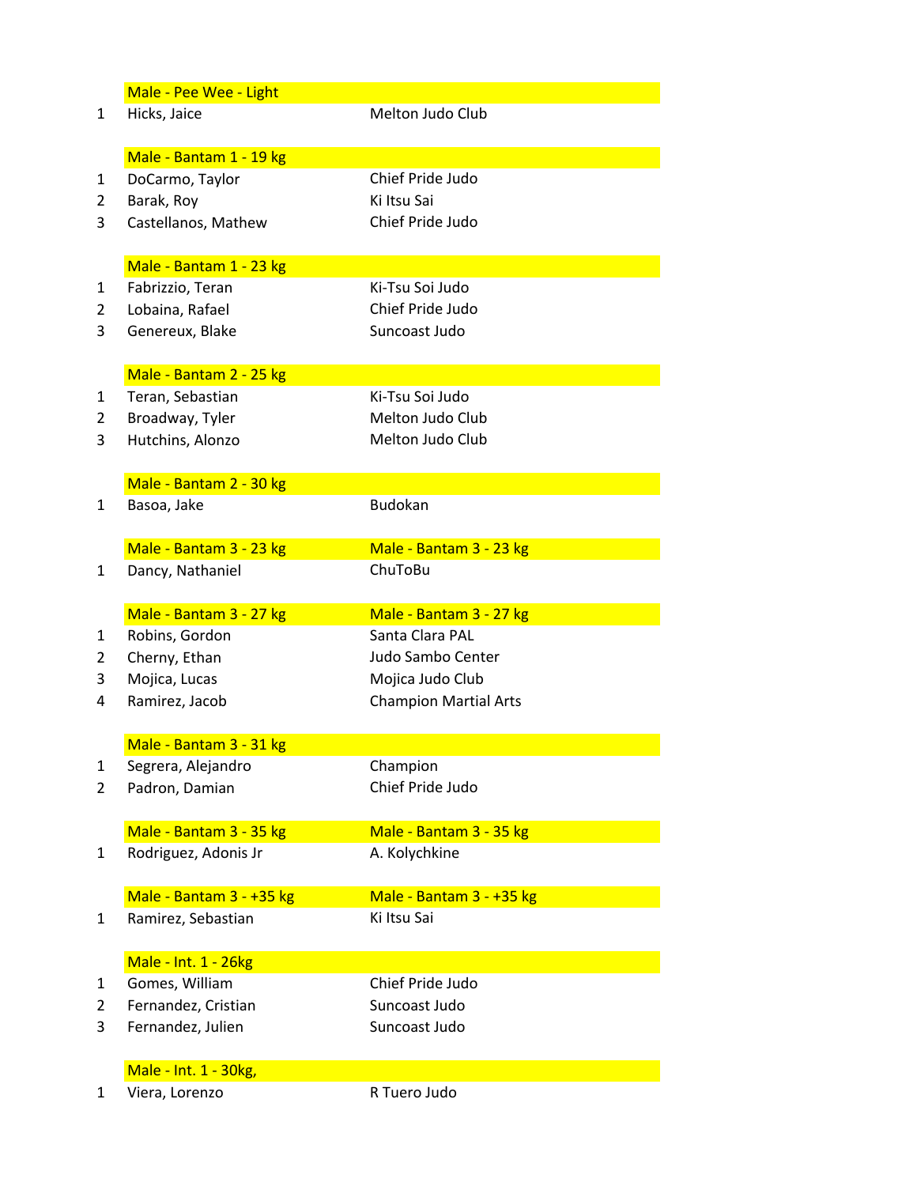### Male - Pee Wee - Light

| | | |
|---|---|---|
| 1 | Hicks, Jaice | Melton Judo Club |

### Male - Bantam 1 - 19 kg

| | | |
|---|---|---|
| 1 | DoCarmo, Taylor | Chief Pride Judo |
| 2 | Barak, Roy | Ki Itsu Sai |
| 3 | Castellanos, Mathew | Chief Pride Judo |

### Male - Bantam 1 - 23 kg

| | | |
|---|---|---|
| 1 | Fabrizzio, Teran | Ki-Tsu Soi Judo |
| 2 | Lobaina, Rafael | Chief Pride Judo |
| 3 | Genereux, Blake | Suncoast Judo |

### Male - Bantam 2 - 25 kg

| | | |
|---|---|---|
| 1 | Teran, Sebastian | Ki-Tsu Soi Judo |
| 2 | Broadway, Tyler | Melton Judo Club |
| 3 | Hutchins, Alonzo | Melton Judo Club |

### Male - Bantam 2 - 30 kg

| | | |
|---|---|---|
| 1 | Basoa, Jake | Budokan |

### Male - Bantam 3 - 23 kg | Male - Bantam 3 - 23 kg

| | | |
|---|---|---|
| 1 | Dancy, Nathaniel | ChuToBu |

### Male - Bantam 3 - 27 kg | Male - Bantam 3 - 27 kg

| | | |
|---|---|---|
| 1 | Robins, Gordon | Santa Clara PAL |
| 2 | Cherny, Ethan | Judo Sambo Center |
| 3 | Mojica, Lucas | Mojica Judo Club |
| 4 | Ramirez, Jacob | Champion Martial Arts |

### Male - Bantam 3 - 31 kg

| | | |
|---|---|---|
| 1 | Segrera, Alejandro | Champion |
| 2 | Padron, Damian | Chief Pride Judo |

### Male - Bantam 3 - 35 kg | Male - Bantam 3 - 35 kg

| | | |
|---|---|---|
| 1 | Rodriguez, Adonis Jr | A. Kolychkine |

### Male - Bantam 3 - +35 kg | Male - Bantam 3 - +35 kg

| | | |
|---|---|---|
| 1 | Ramirez, Sebastian | Ki Itsu Sai |

### Male - Int. 1 - 26kg

| | | |
|---|---|---|
| 1 | Gomes, William | Chief Pride Judo |
| 2 | Fernandez, Cristian | Suncoast Judo |
| 3 | Fernandez, Julien | Suncoast Judo |

### Male - Int. 1 - 30kg,

| | | |
|---|---|---|
| 1 | Viera, Lorenzo | R Tuero Judo |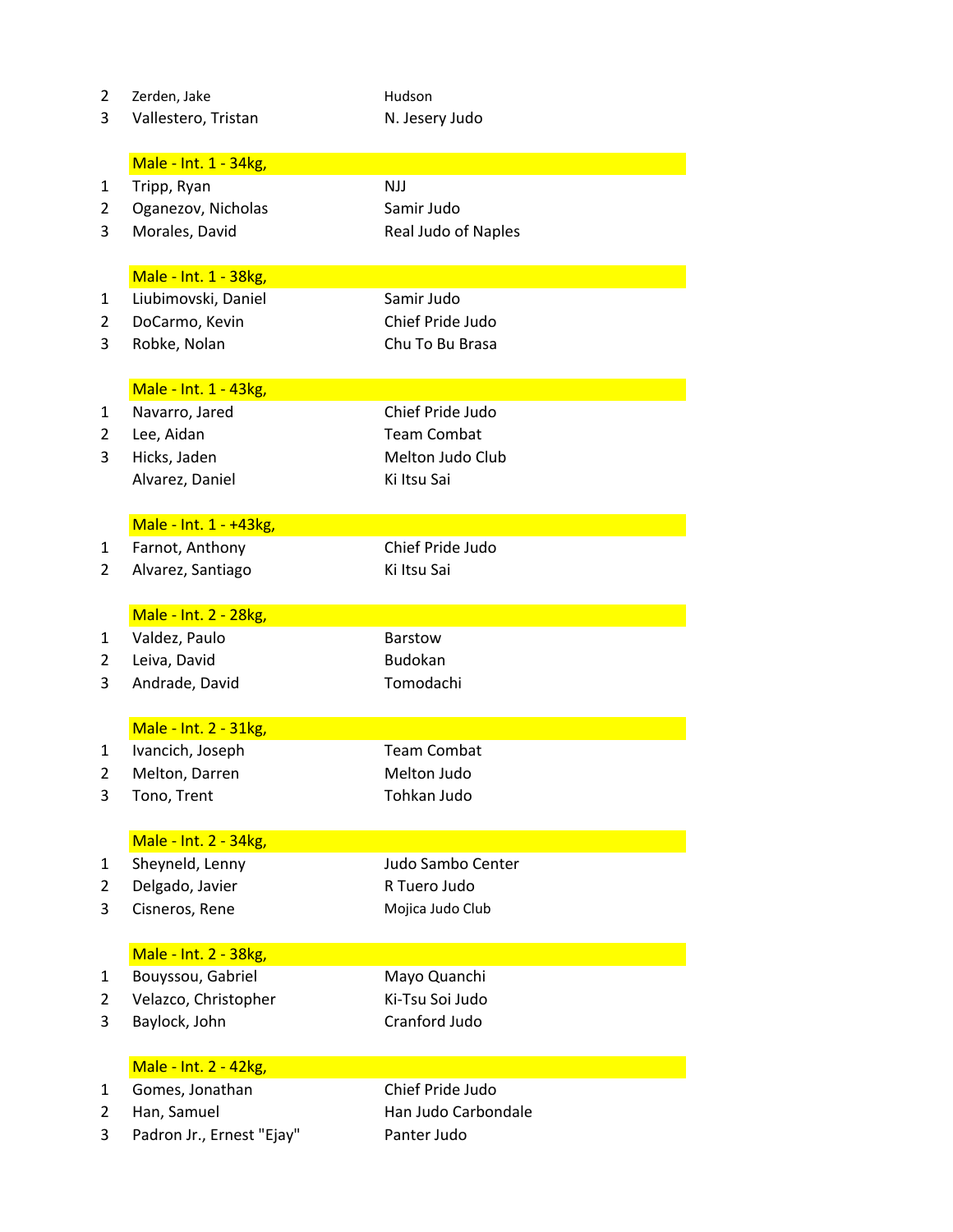| | | |
|---|---|---|
| 2 | Zerden, Jake | Hudson |
| 3 | Vallestero, Tristan | N. Jesery Judo |

**Male - Int. 1 - 34kg,**

| | | |
|---|---|---|
| 1 | Tripp, Ryan | NJJ |
| 2 | Oganezov, Nicholas | Samir Judo |
| 3 | Morales, David | Real Judo of Naples |

**Male - Int. 1 - 38kg,**

| | | |
|---|---|---|
| 1 | Liubimovski, Daniel | Samir Judo |
| 2 | DoCarmo, Kevin | Chief Pride Judo |
| 3 | Robke, Nolan | Chu To Bu Brasa |

**Male - Int. 1 - 43kg,**

| | | |
|---|---|---|
| 1 | Navarro, Jared | Chief Pride Judo |
| 2 | Lee, Aidan | Team Combat |
| 3 | Hicks, Jaden | Melton Judo Club |
| | Alvarez, Daniel | Ki Itsu Sai |

**Male - Int. 1 - +43kg,**

| | | |
|---|---|---|
| 1 | Farnot, Anthony | Chief Pride Judo |
| 2 | Alvarez, Santiago | Ki Itsu Sai |

**Male - Int. 2 - 28kg,**

| | | |
|---|---|---|
| 1 | Valdez, Paulo | Barstow |
| 2 | Leiva, David | Budokan |
| 3 | Andrade, David | Tomodachi |

**Male - Int. 2 - 31kg,**

| | | |
|---|---|---|
| 1 | Ivancich, Joseph | Team Combat |
| 2 | Melton, Darren | Melton Judo |
| 3 | Tono, Trent | Tohkan Judo |

**Male - Int. 2 - 34kg,**

| | | |
|---|---|---|
| 1 | Sheyneld, Lenny | Judo Sambo Center |
| 2 | Delgado, Javier | R Tuero Judo |
| 3 | Cisneros, Rene | Mojica Judo Club |

**Male - Int. 2 - 38kg,**

| | | |
|---|---|---|
| 1 | Bouyssou, Gabriel | Mayo Quanchi |
| 2 | Velazco, Christopher | Ki-Tsu Soi Judo |
| 3 | Baylock, John | Cranford Judo |

**Male - Int. 2 - 42kg,**

| | | |
|---|---|---|
| 1 | Gomes, Jonathan | Chief Pride Judo |
| 2 | Han, Samuel | Han Judo Carbondale |
| 3 | Padron Jr., Ernest "Ejay" | Panter Judo |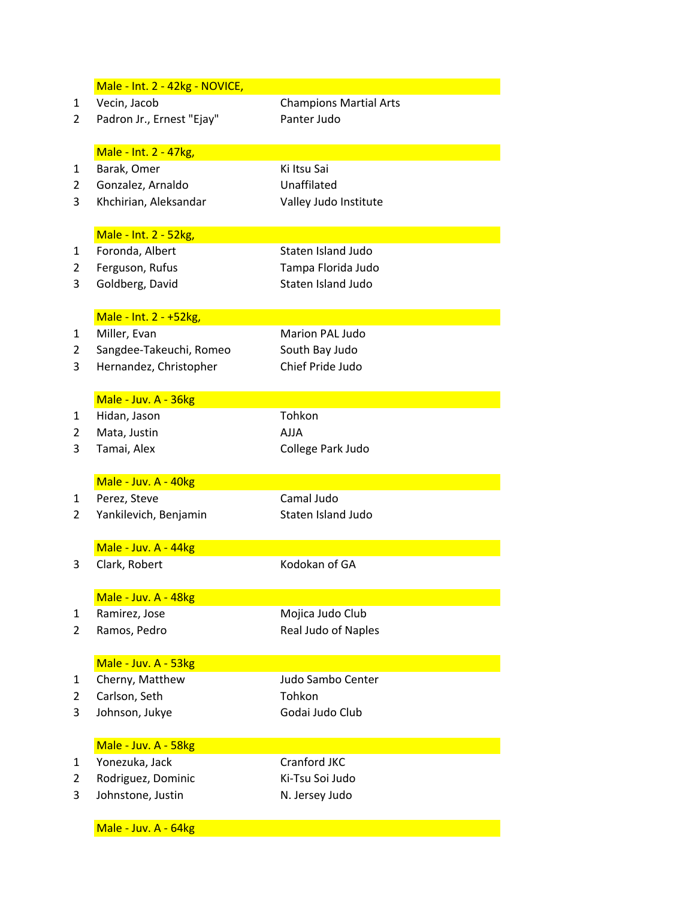**Male - Int. 2 - 42kg - NOVICE,**

| | | |
|---|---|---|
| 1 | Vecin, Jacob | Champions Martial Arts |
| 2 | Padron Jr., Ernest "Ejay" | Panter Judo |

**Male - Int. 2 - 47kg,**

| | | |
|---|---|---|
| 1 | Barak, Omer | Ki Itsu Sai |
| 2 | Gonzalez, Arnaldo | Unaffilated |
| 3 | Khchirian, Aleksandar | Valley Judo Institute |

**Male - Int. 2 - 52kg,**

| | | |
|---|---|---|
| 1 | Foronda, Albert | Staten Island Judo |
| 2 | Ferguson, Rufus | Tampa Florida Judo |
| 3 | Goldberg, David | Staten Island Judo |

**Male - Int. 2 - +52kg,**

| | | |
|---|---|---|
| 1 | Miller, Evan | Marion PAL Judo |
| 2 | Sangdee-Takeuchi, Romeo | South Bay Judo |
| 3 | Hernandez, Christopher | Chief Pride Judo |

**Male - Juv. A - 36kg**

| | | |
|---|---|---|
| 1 | Hidan, Jason | Tohkon |
| 2 | Mata, Justin | AJJA |
| 3 | Tamai, Alex | College Park Judo |

**Male - Juv. A - 40kg**

| | | |
|---|---|---|
| 1 | Perez, Steve | Camal Judo |
| 2 | Yankilevich, Benjamin | Staten Island Judo |

**Male - Juv. A - 44kg**

| | | |
|---|---|---|
| 3 | Clark, Robert | Kodokan of GA |

**Male - Juv. A - 48kg**

| | | |
|---|---|---|
| 1 | Ramirez, Jose | Mojica Judo Club |
| 2 | Ramos, Pedro | Real Judo of Naples |

**Male - Juv. A - 53kg**

| | | |
|---|---|---|
| 1 | Cherny, Matthew | Judo Sambo Center |
| 2 | Carlson, Seth | Tohkon |
| 3 | Johnson, Jukye | Godai Judo Club |

**Male - Juv. A - 58kg**

| | | |
|---|---|---|
| 1 | Yonezuka, Jack | Cranford JKC |
| 2 | Rodriguez, Dominic | Ki-Tsu Soi Judo |
| 3 | Johnstone, Justin | N. Jersey Judo |

**Male - Juv. A - 64kg**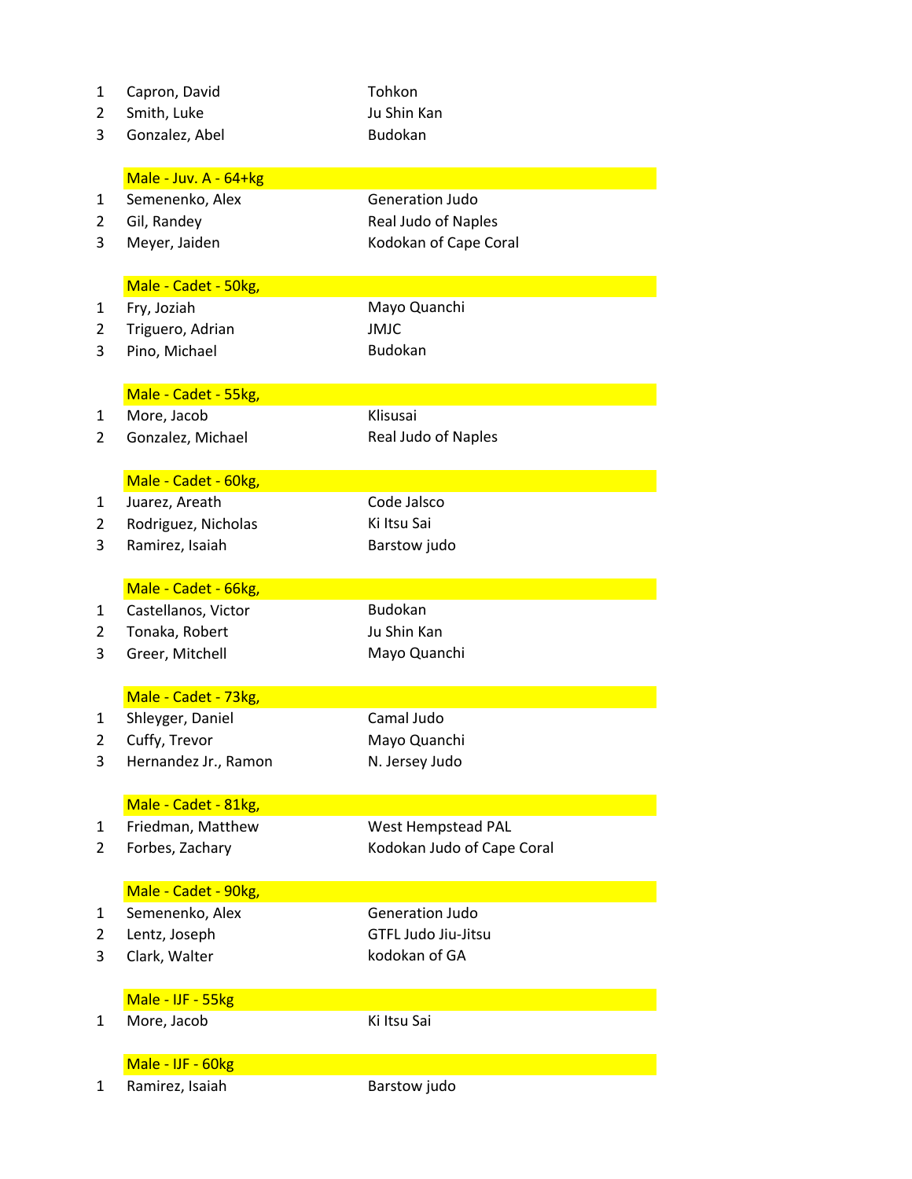| | | |
|---|---|---|
| 1 | Capron, David | Tohkon |
| 2 | Smith, Luke | Ju Shin Kan |
| 3 | Gonzalez, Abel | Budokan |

## Male - Juv. A - 64+kg

| | | |
|---|---|---|
| 1 | Semenenko, Alex | Generation Judo |
| 2 | Gil, Randey | Real Judo of Naples |
| 3 | Meyer, Jaiden | Kodokan of Cape Coral |

## Male - Cadet - 50kg,

| | | |
|---|---|---|
| 1 | Fry, Joziah | Mayo Quanchi |
| 2 | Triguero, Adrian | JMJC |
| 3 | Pino, Michael | Budokan |

## Male - Cadet - 55kg,

| | | |
|---|---|---|
| 1 | More, Jacob | Klisusai |
| 2 | Gonzalez, Michael | Real Judo of Naples |

## Male - Cadet - 60kg,

| | | |
|---|---|---|
| 1 | Juarez, Areath | Code Jalsco |
| 2 | Rodriguez, Nicholas | Ki Itsu Sai |
| 3 | Ramirez, Isaiah | Barstow judo |

## Male - Cadet - 66kg,

| | | |
|---|---|---|
| 1 | Castellanos, Victor | Budokan |
| 2 | Tonaka, Robert | Ju Shin Kan |
| 3 | Greer, Mitchell | Mayo Quanchi |

## Male - Cadet - 73kg,

| | | |
|---|---|---|
| 1 | Shleyger, Daniel | Camal Judo |
| 2 | Cuffy, Trevor | Mayo Quanchi |
| 3 | Hernandez Jr., Ramon | N. Jersey Judo |

## Male - Cadet - 81kg,

| | | |
|---|---|---|
| 1 | Friedman, Matthew | West Hempstead PAL |
| 2 | Forbes, Zachary | Kodokan Judo of Cape Coral |

## Male - Cadet - 90kg,

| | | |
|---|---|---|
| 1 | Semenenko, Alex | Generation Judo |
| 2 | Lentz, Joseph | GTFL Judo Jiu-Jitsu |
| 3 | Clark, Walter | kodokan of GA |

## Male - IJF - 55kg

| | | |
|---|---|---|
| 1 | More, Jacob | Ki Itsu Sai |

## Male - IJF - 60kg

| | | |
|---|---|---|
| 1 | Ramirez, Isaiah | Barstow judo |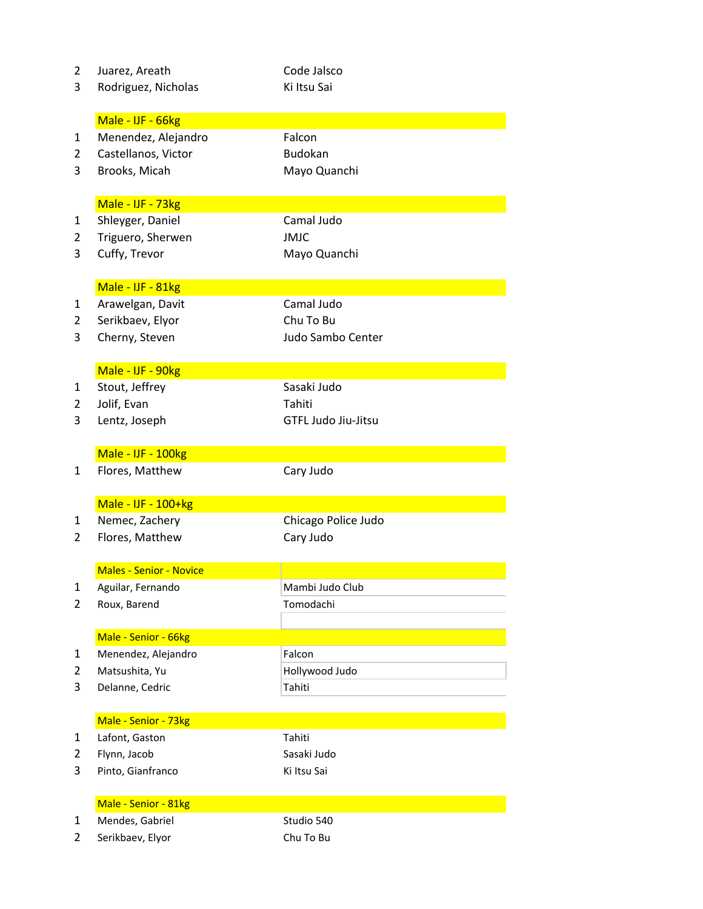| | | |
|---|---|---|
| 2 | Juarez, Areath | Code Jalsco |
| 3 | Rodriguez, Nicholas | Ki Itsu Sai |

| | Male - IJF - 66kg | |
|---|---|---|
| 1 | Menendez, Alejandro | Falcon |
| 2 | Castellanos, Victor | Budokan |
| 3 | Brooks, Micah | Mayo Quanchi |

| | Male - IJF - 73kg | |
|---|---|---|
| 1 | Shleyger, Daniel | Camal Judo |
| 2 | Triguero, Sherwen | JMJC |
| 3 | Cuffy, Trevor | Mayo Quanchi |

| | Male - IJF - 81kg | |
|---|---|---|
| 1 | Arawelgan, Davit | Camal Judo |
| 2 | Serikbaev, Elyor | Chu To Bu |
| 3 | Cherny, Steven | Judo Sambo Center |

| | Male - IJF - 90kg | |
|---|---|---|
| 1 | Stout, Jeffrey | Sasaki Judo |
| 2 | Jolif, Evan | Tahiti |
| 3 | Lentz, Joseph | GTFL Judo Jiu-Jitsu |

| | Male - IJF - 100kg | |
|---|---|---|
| 1 | Flores, Matthew | Cary Judo |

| | Male - IJF - 100+kg | |
|---|---|---|
| 1 | Nemec, Zachery | Chicago Police Judo |
| 2 | Flores, Matthew | Cary Judo |

| | Males - Senior - Novice | |
|---|---|---|
| 1 | Aguilar, Fernando | Mambi Judo Club |
| 2 | Roux, Barend | Tomodachi |

| | Male - Senior - 66kg | |
|---|---|---|
| 1 | Menendez, Alejandro | Falcon |
| 2 | Matsushita, Yu | Hollywood Judo |
| 3 | Delanne, Cedric | Tahiti |

| | Male - Senior - 73kg | |
|---|---|---|
| 1 | Lafont, Gaston | Tahiti |
| 2 | Flynn, Jacob | Sasaki Judo |
| 3 | Pinto, Gianfranco | Ki Itsu Sai |

| | Male - Senior - 81kg | |
|---|---|---|
| 1 | Mendes, Gabriel | Studio 540 |
| 2 | Serikbaev, Elyor | Chu To Bu |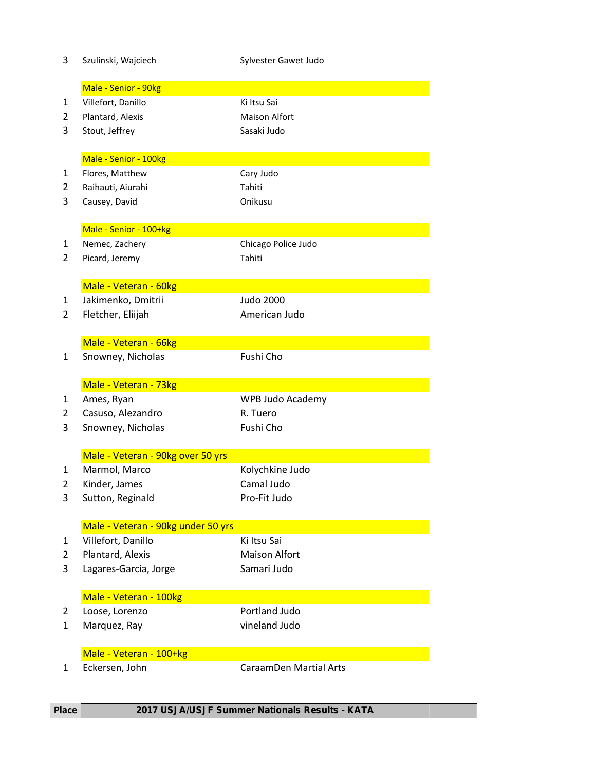| Place | Name | Club |
|---|---|---|
| 3 | Szulinski, Wajciech | Sylvester Gawet Judo |

| Place | Male - Senior - 90kg | |
|---|---|---|
| 1 | Villefort, Danillo | Ki Itsu Sai |
| 2 | Plantard, Alexis | Maison Alfort |
| 3 | Stout, Jeffrey | Sasaki Judo |

| Place | Male - Senior - 100kg | |
|---|---|---|
| 1 | Flores, Matthew | Cary Judo |
| 2 | Raihauti, Aiurahi | Tahiti |
| 3 | Causey, David | Onikusu |

| Place | Male - Senior - 100+kg | |
|---|---|---|
| 1 | Nemec, Zachery | Chicago Police Judo |
| 2 | Picard, Jeremy | Tahiti |

| Place | Male - Veteran - 60kg | |
|---|---|---|
| 1 | Jakimenko, Dmitrii | Judo 2000 |
| 2 | Fletcher, Eliijah | American Judo |

| Place | Male - Veteran - 66kg | |
|---|---|---|
| 1 | Snowney, Nicholas | Fushi Cho |

| Place | Male - Veteran - 73kg | |
|---|---|---|
| 1 | Ames, Ryan | WPB Judo Academy |
| 2 | Casuso, Alezandro | R. Tuero |
| 3 | Snowney, Nicholas | Fushi Cho |

| Place | Male - Veteran - 90kg over 50 yrs | |
|---|---|---|
| 1 | Marmol, Marco | Kolychkine Judo |
| 2 | Kinder, James | Camal Judo |
| 3 | Sutton, Reginald | Pro-Fit Judo |

| Place | Male - Veteran - 90kg under 50 yrs | |
|---|---|---|
| 1 | Villefort, Danillo | Ki Itsu Sai |
| 2 | Plantard, Alexis | Maison Alfort |
| 3 | Lagares-Garcia, Jorge | Samari Judo |

| Place | Male - Veteran - 100kg | |
|---|---|---|
| 2 | Loose, Lorenzo | Portland Judo |
| 1 | Marquez, Ray | vineland Judo |

| Place | Male - Veteran - 100+kg | |
|---|---|---|
| 1 | Eckersen, John | CaraamDen Martial Arts |

| Place | 2017 USJA/USJF Summer Nationals Results - KATA |
|---|---|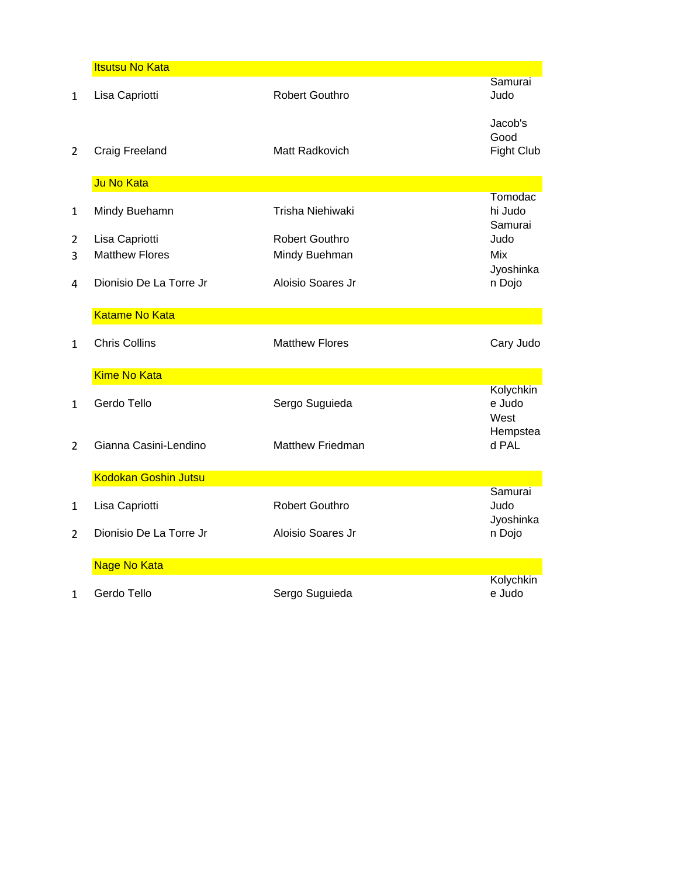## Itsutsu No Kata

| | | | |
|---|---|---|---|
| 1 | Lisa Capriotti | Robert Gouthro | Samurai Judo |
| 2 | Craig Freeland | Matt Radkovich | Jacob's Good Fight Club |

## Ju No Kata

| | | | |
|---|---|---|---|
| 1 | Mindy Buehamn | Trisha Niehiwaki | Tomodachi Judo |
| 2 | Lisa Capriotti | Robert Gouthro | Samurai Judo |
| 3 | Matthew Flores | Mindy Buehman | Mix |
| 4 | Dionisio De La Torre Jr | Aloisio Soares Jr | Jyoshinkan Dojo |

## Katame No Kata

| | | | |
|---|---|---|---|
| 1 | Chris Collins | Matthew Flores | Cary Judo |

## Kime No Kata

| | | | |
|---|---|---|---|
| 1 | Gerdo Tello | Sergo Suguieda | Kolychkine Judo |
| 2 | Gianna Casini-Lendino | Matthew Friedman | West Hempstead PAL |

## Kodokan Goshin Jutsu

| | | | |
|---|---|---|---|
| 1 | Lisa Capriotti | Robert Gouthro | Samurai Judo |
| 2 | Dionisio De La Torre Jr | Aloisio Soares Jr | Jyoshinkan Dojo |

## Nage No Kata

| | | | |
|---|---|---|---|
| 1 | Gerdo Tello | Sergo Suguieda | Kolychkine Judo |